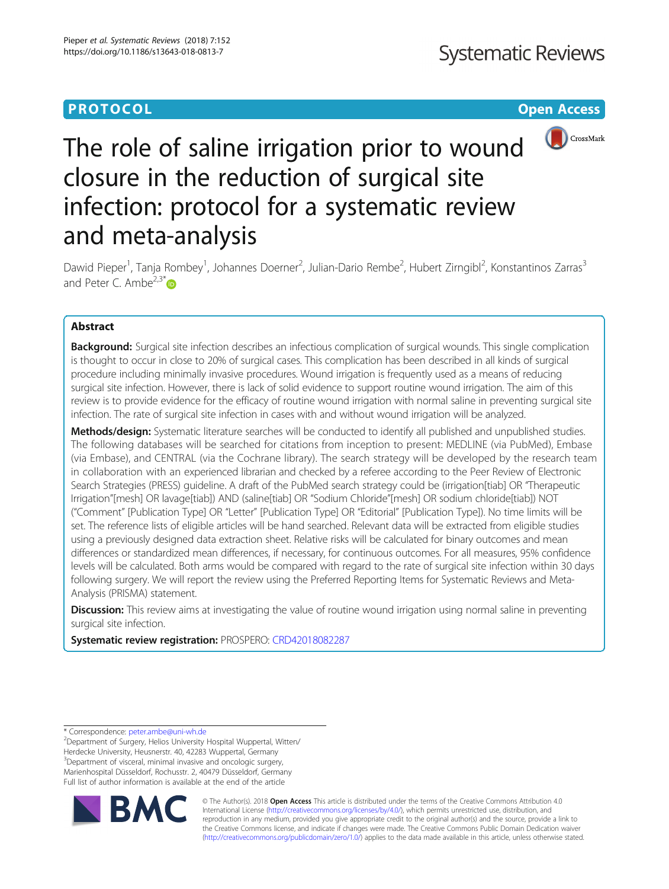PROTOCOL

Open Access

# The role of saline irrigation prior to wound closure in the reduction of surgical site infection: protocol for a systematic review and meta-analysis

Dawid Pieper[1], Tanja Rombey[1], Johannes Doerner[2], Julian-Dario Rembe[2], Hubert Zirngibl[2], Konstantinos Zarras[3] and Peter C. Ambe[2,3*]

## Abstract

**Background:** Surgical site infection describes an infectious complication of surgical wounds. This single complication is thought to occur in close to 20% of surgical cases. This complication has been described in all kinds of surgical procedure including minimally invasive procedures. Wound irrigation is frequently used as a means of reducing surgical site infection. However, there is lack of solid evidence to support routine wound irrigation. The aim of this review is to provide evidence for the efficacy of routine wound irrigation with normal saline in preventing surgical site infection. The rate of surgical site infection in cases with and without wound irrigation will be analyzed.

**Methods/design:** Systematic literature searches will be conducted to identify all published and unpublished studies. The following databases will be searched for citations from inception to present: MEDLINE (via PubMed), Embase (via Embase), and CENTRAL (via the Cochrane library). The search strategy will be developed by the research team in collaboration with an experienced librarian and checked by a referee according to the Peer Review of Electronic Search Strategies (PRESS) guideline. A draft of the PubMed search strategy could be (irrigation[tiab] OR "Therapeutic Irrigation"[mesh] OR lavage[tiab]) AND (saline[tiab] OR "Sodium Chloride"[mesh] OR sodium chloride[tiab]) NOT ("Comment" [Publication Type] OR "Letter" [Publication Type] OR "Editorial" [Publication Type]). No time limits will be set. The reference lists of eligible articles will be hand searched. Relevant data will be extracted from eligible studies using a previously designed data extraction sheet. Relative risks will be calculated for binary outcomes and mean differences or standardized mean differences, if necessary, for continuous outcomes. For all measures, 95% confidence levels will be calculated. Both arms would be compared with regard to the rate of surgical site infection within 30 days following surgery. We will report the review using the Preferred Reporting Items for Systematic Reviews and Meta-Analysis (PRISMA) statement.

**Discussion:** This review aims at investigating the value of routine wound irrigation using normal saline in preventing surgical site infection.

**Systematic review registration:** PROSPERO: CRD42018082287

\* Correspondence: peter.ambe@uni-wh.de

[2]Department of Surgery, Helios University Hospital Wuppertal, Witten/Herdecke University, Heusnerstr. 40, 42283 Wuppertal, Germany

[3]Department of visceral, minimal invasive and oncologic surgery, Marienhospital Düsseldorf, Rochusstr. 2, 40479 Düsseldorf, Germany

Full list of author information is available at the end of the article

© The Author(s). 2018 **Open Access** This article is distributed under the terms of the Creative Commons Attribution 4.0 International License (http://creativecommons.org/licenses/by/4.0/), which permits unrestricted use, distribution, and reproduction in any medium, provided you give appropriate credit to the original author(s) and the source, provide a link to the Creative Commons license, and indicate if changes were made. The Creative Commons Public Domain Dedication waiver (http://creativecommons.org/publicdomain/zero/1.0/) applies to the data made available in this article, unless otherwise stated.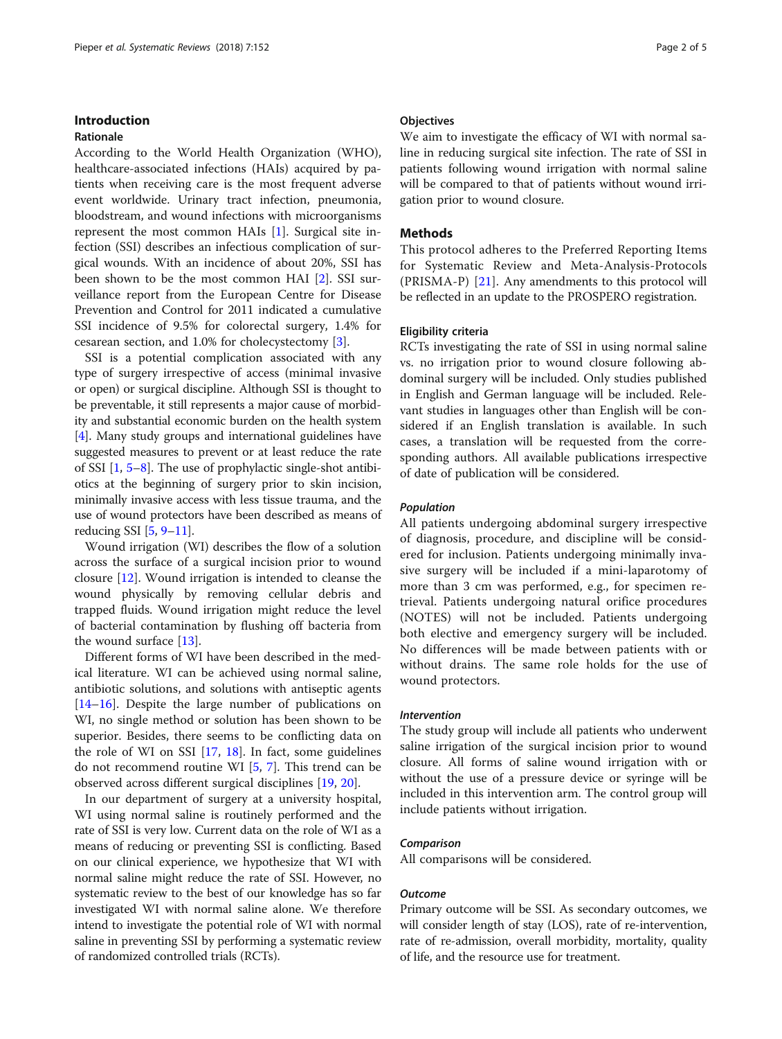## Introduction

### Rationale

According to the World Health Organization (WHO), healthcare-associated infections (HAIs) acquired by patients when receiving care is the most frequent adverse event worldwide. Urinary tract infection, pneumonia, bloodstream, and wound infections with microorganisms represent the most common HAIs [1]. Surgical site infection (SSI) describes an infectious complication of surgical wounds. With an incidence of about 20%, SSI has been shown to be the most common HAI [2]. SSI surveillance report from the European Centre for Disease Prevention and Control for 2011 indicated a cumulative SSI incidence of 9.5% for colorectal surgery, 1.4% for cesarean section, and 1.0% for cholecystectomy [3].

SSI is a potential complication associated with any type of surgery irrespective of access (minimal invasive or open) or surgical discipline. Although SSI is thought to be preventable, it still represents a major cause of morbidity and substantial economic burden on the health system [4]. Many study groups and international guidelines have suggested measures to prevent or at least reduce the rate of SSI [1, 5–8]. The use of prophylactic single-shot antibiotics at the beginning of surgery prior to skin incision, minimally invasive access with less tissue trauma, and the use of wound protectors have been described as means of reducing SSI [5, 9–11].

Wound irrigation (WI) describes the flow of a solution across the surface of a surgical incision prior to wound closure [12]. Wound irrigation is intended to cleanse the wound physically by removing cellular debris and trapped fluids. Wound irrigation might reduce the level of bacterial contamination by flushing off bacteria from the wound surface [13].

Different forms of WI have been described in the medical literature. WI can be achieved using normal saline, antibiotic solutions, and solutions with antiseptic agents [14–16]. Despite the large number of publications on WI, no single method or solution has been shown to be superior. Besides, there seems to be conflicting data on the role of WI on SSI [17, 18]. In fact, some guidelines do not recommend routine WI [5, 7]. This trend can be observed across different surgical disciplines [19, 20].

In our department of surgery at a university hospital, WI using normal saline is routinely performed and the rate of SSI is very low. Current data on the role of WI as a means of reducing or preventing SSI is conflicting. Based on our clinical experience, we hypothesize that WI with normal saline might reduce the rate of SSI. However, no systematic review to the best of our knowledge has so far investigated WI with normal saline alone. We therefore intend to investigate the potential role of WI with normal saline in preventing SSI by performing a systematic review of randomized controlled trials (RCTs).

### Objectives

We aim to investigate the efficacy of WI with normal saline in reducing surgical site infection. The rate of SSI in patients following wound irrigation with normal saline will be compared to that of patients without wound irrigation prior to wound closure.

## Methods

This protocol adheres to the Preferred Reporting Items for Systematic Review and Meta-Analysis-Protocols (PRISMA-P) [21]. Any amendments to this protocol will be reflected in an update to the PROSPERO registration.

### Eligibility criteria

RCTs investigating the rate of SSI in using normal saline vs. no irrigation prior to wound closure following abdominal surgery will be included. Only studies published in English and German language will be included. Relevant studies in languages other than English will be considered if an English translation is available. In such cases, a translation will be requested from the corresponding authors. All available publications irrespective of date of publication will be considered.

#### *Population*

All patients undergoing abdominal surgery irrespective of diagnosis, procedure, and discipline will be considered for inclusion. Patients undergoing minimally invasive surgery will be included if a mini-laparotomy of more than 3 cm was performed, e.g., for specimen retrieval. Patients undergoing natural orifice procedures (NOTES) will not be included. Patients undergoing both elective and emergency surgery will be included. No differences will be made between patients with or without drains. The same role holds for the use of wound protectors.

#### *Intervention*

The study group will include all patients who underwent saline irrigation of the surgical incision prior to wound closure. All forms of saline wound irrigation with or without the use of a pressure device or syringe will be included in this intervention arm. The control group will include patients without irrigation.

#### *Comparison*

All comparisons will be considered.

#### *Outcome*

Primary outcome will be SSI. As secondary outcomes, we will consider length of stay (LOS), rate of re-intervention, rate of re-admission, overall morbidity, mortality, quality of life, and the resource use for treatment.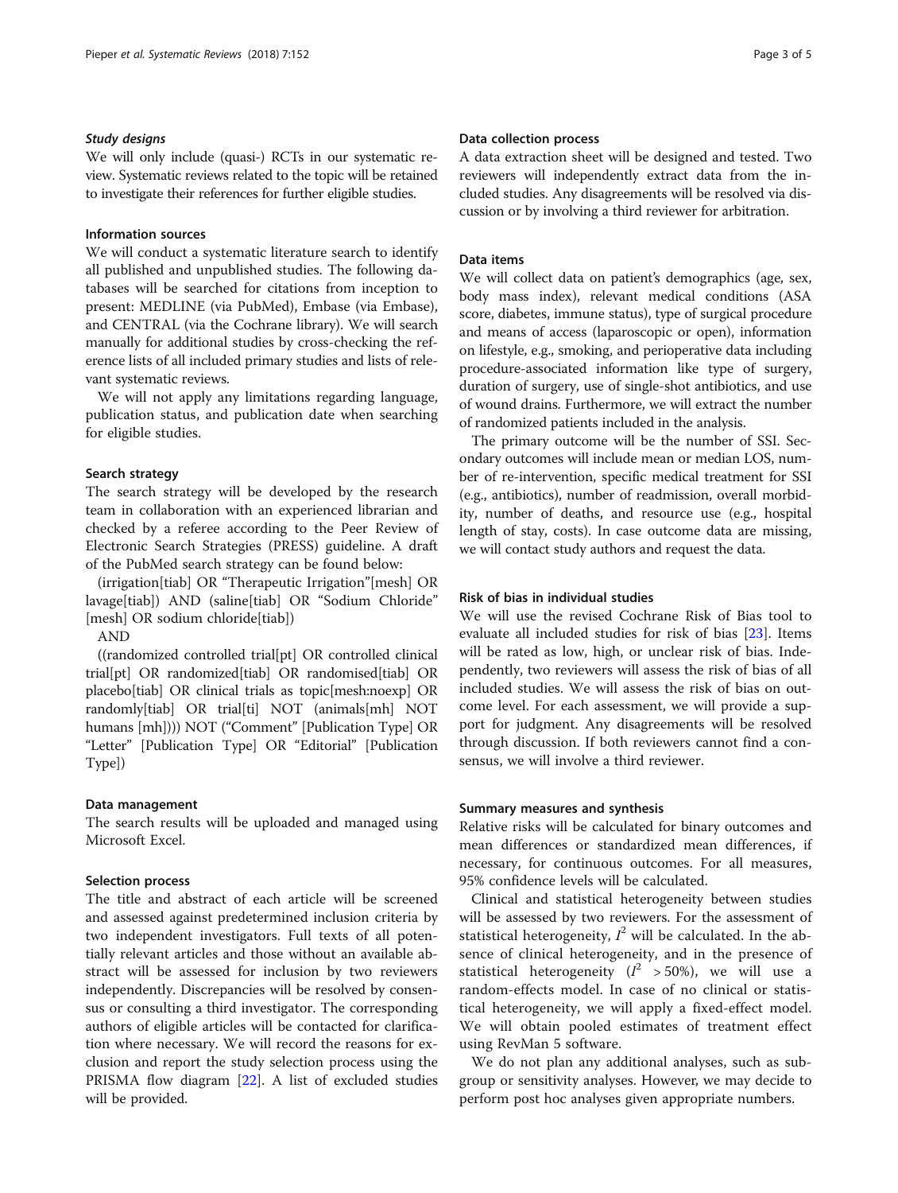#### *Study designs*

We will only include (quasi-) RCTs in our systematic review. Systematic reviews related to the topic will be retained to investigate their references for further eligible studies.

### Information sources

We will conduct a systematic literature search to identify all published and unpublished studies. The following databases will be searched for citations from inception to present: MEDLINE (via PubMed), Embase (via Embase), and CENTRAL (via the Cochrane library). We will search manually for additional studies by cross-checking the reference lists of all included primary studies and lists of relevant systematic reviews.

We will not apply any limitations regarding language, publication status, and publication date when searching for eligible studies.

### Search strategy

The search strategy will be developed by the research team in collaboration with an experienced librarian and checked by a referee according to the Peer Review of Electronic Search Strategies (PRESS) guideline. A draft of the PubMed search strategy can be found below:

(irrigation[tiab] OR "Therapeutic Irrigation"[mesh] OR lavage[tiab]) AND (saline[tiab] OR "Sodium Chloride" [mesh] OR sodium chloride[tiab])

AND

((randomized controlled trial[pt] OR controlled clinical trial[pt] OR randomized[tiab] OR randomised[tiab] OR placebo[tiab] OR clinical trials as topic[mesh:noexp] OR randomly[tiab] OR trial[ti] NOT (animals[mh] NOT humans [mh]))) NOT ("Comment" [Publication Type] OR "Letter" [Publication Type] OR "Editorial" [Publication Type])

### Data management

The search results will be uploaded and managed using Microsoft Excel.

### Selection process

The title and abstract of each article will be screened and assessed against predetermined inclusion criteria by two independent investigators. Full texts of all potentially relevant articles and those without an available abstract will be assessed for inclusion by two reviewers independently. Discrepancies will be resolved by consensus or consulting a third investigator. The corresponding authors of eligible articles will be contacted for clarification where necessary. We will record the reasons for exclusion and report the study selection process using the PRISMA flow diagram [22]. A list of excluded studies will be provided.

### Data collection process

A data extraction sheet will be designed and tested. Two reviewers will independently extract data from the included studies. Any disagreements will be resolved via discussion or by involving a third reviewer for arbitration.

### Data items

We will collect data on patient's demographics (age, sex, body mass index), relevant medical conditions (ASA score, diabetes, immune status), type of surgical procedure and means of access (laparoscopic or open), information on lifestyle, e.g., smoking, and perioperative data including procedure-associated information like type of surgery, duration of surgery, use of single-shot antibiotics, and use of wound drains. Furthermore, we will extract the number of randomized patients included in the analysis.

The primary outcome will be the number of SSI. Secondary outcomes will include mean or median LOS, number of re-intervention, specific medical treatment for SSI (e.g., antibiotics), number of readmission, overall morbidity, number of deaths, and resource use (e.g., hospital length of stay, costs). In case outcome data are missing, we will contact study authors and request the data.

### Risk of bias in individual studies

We will use the revised Cochrane Risk of Bias tool to evaluate all included studies for risk of bias [23]. Items will be rated as low, high, or unclear risk of bias. Independently, two reviewers will assess the risk of bias of all included studies. We will assess the risk of bias on outcome level. For each assessment, we will provide a support for judgment. Any disagreements will be resolved through discussion. If both reviewers cannot find a consensus, we will involve a third reviewer.

### Summary measures and synthesis

Relative risks will be calculated for binary outcomes and mean differences or standardized mean differences, if necessary, for continuous outcomes. For all measures, 95% confidence levels will be calculated.

Clinical and statistical heterogeneity between studies will be assessed by two reviewers. For the assessment of statistical heterogeneity, $I^2$ will be calculated. In the absence of clinical heterogeneity, and in the presence of statistical heterogeneity ($I^2$ > 50%), we will use a random-effects model. In case of no clinical or statistical heterogeneity, we will apply a fixed-effect model. We will obtain pooled estimates of treatment effect using RevMan 5 software.

We do not plan any additional analyses, such as subgroup or sensitivity analyses. However, we may decide to perform post hoc analyses given appropriate numbers.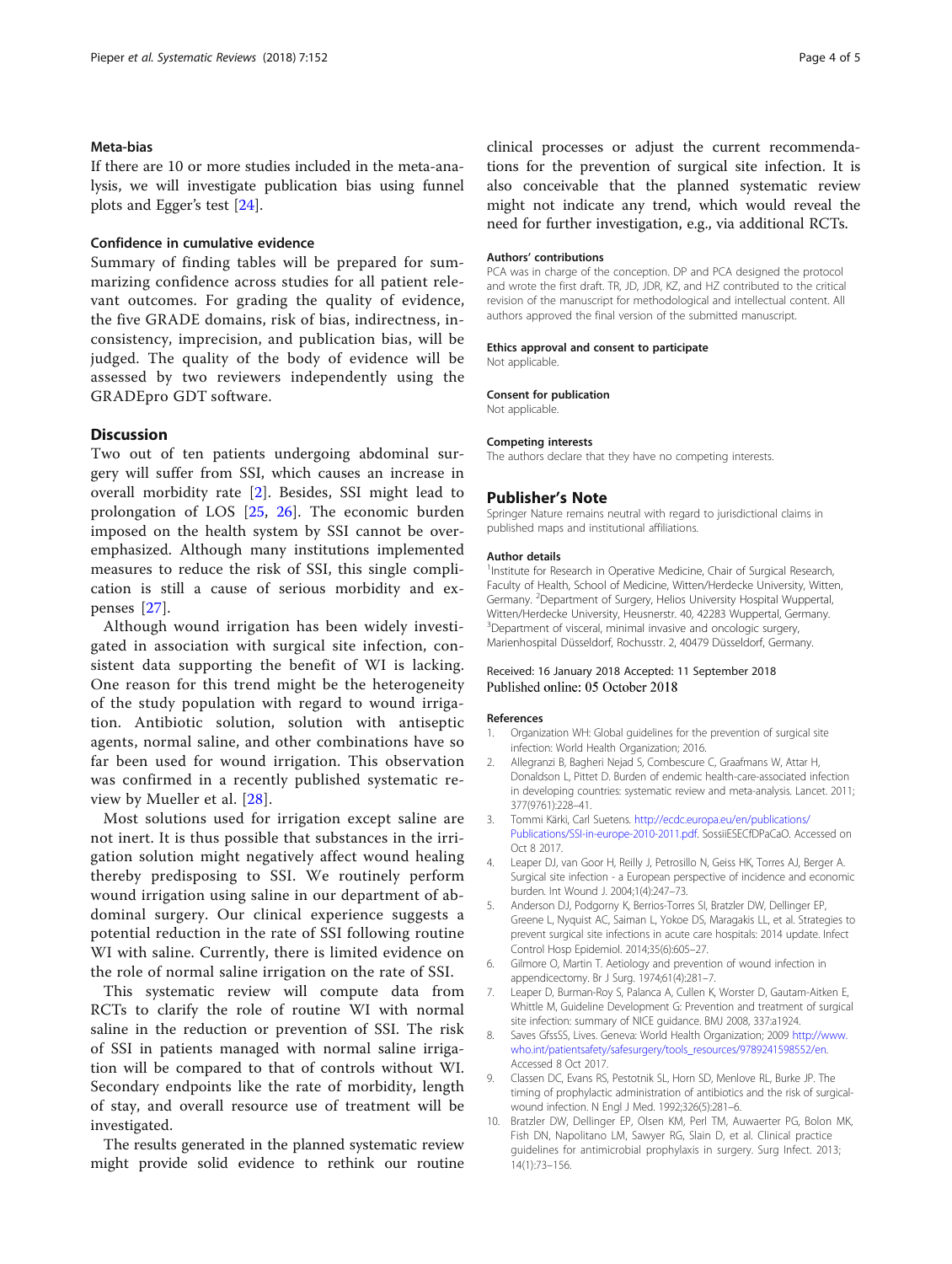### Meta-bias

If there are 10 or more studies included in the meta-analysis, we will investigate publication bias using funnel plots and Egger's test [24].

### Confidence in cumulative evidence

Summary of finding tables will be prepared for summarizing confidence across studies for all patient relevant outcomes. For grading the quality of evidence, the five GRADE domains, risk of bias, indirectness, inconsistency, imprecision, and publication bias, will be judged. The quality of the body of evidence will be assessed by two reviewers independently using the GRADEpro GDT software.

## Discussion

Two out of ten patients undergoing abdominal surgery will suffer from SSI, which causes an increase in overall morbidity rate [2]. Besides, SSI might lead to prolongation of LOS [25, 26]. The economic burden imposed on the health system by SSI cannot be overemphasized. Although many institutions implemented measures to reduce the risk of SSI, this single complication is still a cause of serious morbidity and expenses [27].

Although wound irrigation has been widely investigated in association with surgical site infection, consistent data supporting the benefit of WI is lacking. One reason for this trend might be the heterogeneity of the study population with regard to wound irrigation. Antibiotic solution, solution with antiseptic agents, normal saline, and other combinations have so far been used for wound irrigation. This observation was confirmed in a recently published systematic review by Mueller et al. [28].

Most solutions used for irrigation except saline are not inert. It is thus possible that substances in the irrigation solution might negatively affect wound healing thereby predisposing to SSI. We routinely perform wound irrigation using saline in our department of abdominal surgery. Our clinical experience suggests a potential reduction in the rate of SSI following routine WI with saline. Currently, there is limited evidence on the role of normal saline irrigation on the rate of SSI.

This systematic review will compute data from RCTs to clarify the role of routine WI with normal saline in the reduction or prevention of SSI. The risk of SSI in patients managed with normal saline irrigation will be compared to that of controls without WI. Secondary endpoints like the rate of morbidity, length of stay, and overall resource use of treatment will be investigated.

The results generated in the planned systematic review might provide solid evidence to rethink our routine clinical processes or adjust the current recommendations for the prevention of surgical site infection. It is also conceivable that the planned systematic review might not indicate any trend, which would reveal the need for further investigation, e.g., via additional RCTs.

#### Authors' contributions

PCA was in charge of the conception. DP and PCA designed the protocol and wrote the first draft. TR, JD, JDR, KZ, and HZ contributed to the critical revision of the manuscript for methodological and intellectual content. All authors approved the final version of the submitted manuscript.

#### Ethics approval and consent to participate

Not applicable.

#### Consent for publication

Not applicable.

#### Competing interests

The authors declare that they have no competing interests.

## Publisher's Note

Springer Nature remains neutral with regard to jurisdictional claims in published maps and institutional affiliations.

#### Author details

[1]Institute for Research in Operative Medicine, Chair of Surgical Research, Faculty of Health, School of Medicine, Witten/Herdecke University, Witten, Germany. [2]Department of Surgery, Helios University Hospital Wuppertal, Witten/Herdecke University, Heusnerstr. 40, 42283 Wuppertal, Germany. [3]Department of visceral, minimal invasive and oncologic surgery, Marienhospital Düsseldorf, Rochusstr. 2, 40479 Düsseldorf, Germany.

Received: 16 January 2018 Accepted: 11 September 2018
Published online: 05 October 2018

#### References

1. Organization WH: Global guidelines for the prevention of surgical site infection: World Health Organization; 2016.
2. Allegranzi B, Bagheri Nejad S, Combescure C, Graafmans W, Attar H, Donaldson L, Pittet D. Burden of endemic health-care-associated infection in developing countries: systematic review and meta-analysis. Lancet. 2011; 377(9761):228–41.
3. Tommi Kärki, Carl Suetens. http://ecdc.europa.eu/en/publications/Publications/SSI-in-europe-2010-2011.pdf. SossiiESECfDPaCaO. Accessed on Oct 8 2017.
4. Leaper DJ, van Goor H, Reilly J, Petrosillo N, Geiss HK, Torres AJ, Berger A. Surgical site infection - a European perspective of incidence and economic burden. Int Wound J. 2004;1(4):247–73.
5. Anderson DJ, Podgorny K, Berrios-Torres SI, Bratzler DW, Dellinger EP, Greene L, Nyquist AC, Saiman L, Yokoe DS, Maragakis LL, et al. Strategies to prevent surgical site infections in acute care hospitals: 2014 update. Infect Control Hosp Epidemiol. 2014;35(6):605–27.
6. Gilmore O, Martin T. Aetiology and prevention of wound infection in appendicectomy. Br J Surg. 1974;61(4):281–7.
7. Leaper D, Burman-Roy S, Palanca A, Cullen K, Worster D, Gautam-Aitken E, Whittle M, Guideline Development G: Prevention and treatment of surgical site infection: summary of NICE guidance. BMJ 2008, 337:a1924.
8. Saves GfssSS, Lives. Geneva: World Health Organization; 2009 http://www.who.int/patientsafety/safesurgery/tools_resources/9789241598552/en. Accessed 8 Oct 2017.
9. Classen DC, Evans RS, Pestotnik SL, Horn SD, Menlove RL, Burke JP. The timing of prophylactic administration of antibiotics and the risk of surgical-wound infection. N Engl J Med. 1992;326(5):281–6.
10. Bratzler DW, Dellinger EP, Olsen KM, Perl TM, Auwaerter PG, Bolon MK, Fish DN, Napolitano LM, Sawyer RG, Slain D, et al. Clinical practice guidelines for antimicrobial prophylaxis in surgery. Surg Infect. 2013; 14(1):73–156.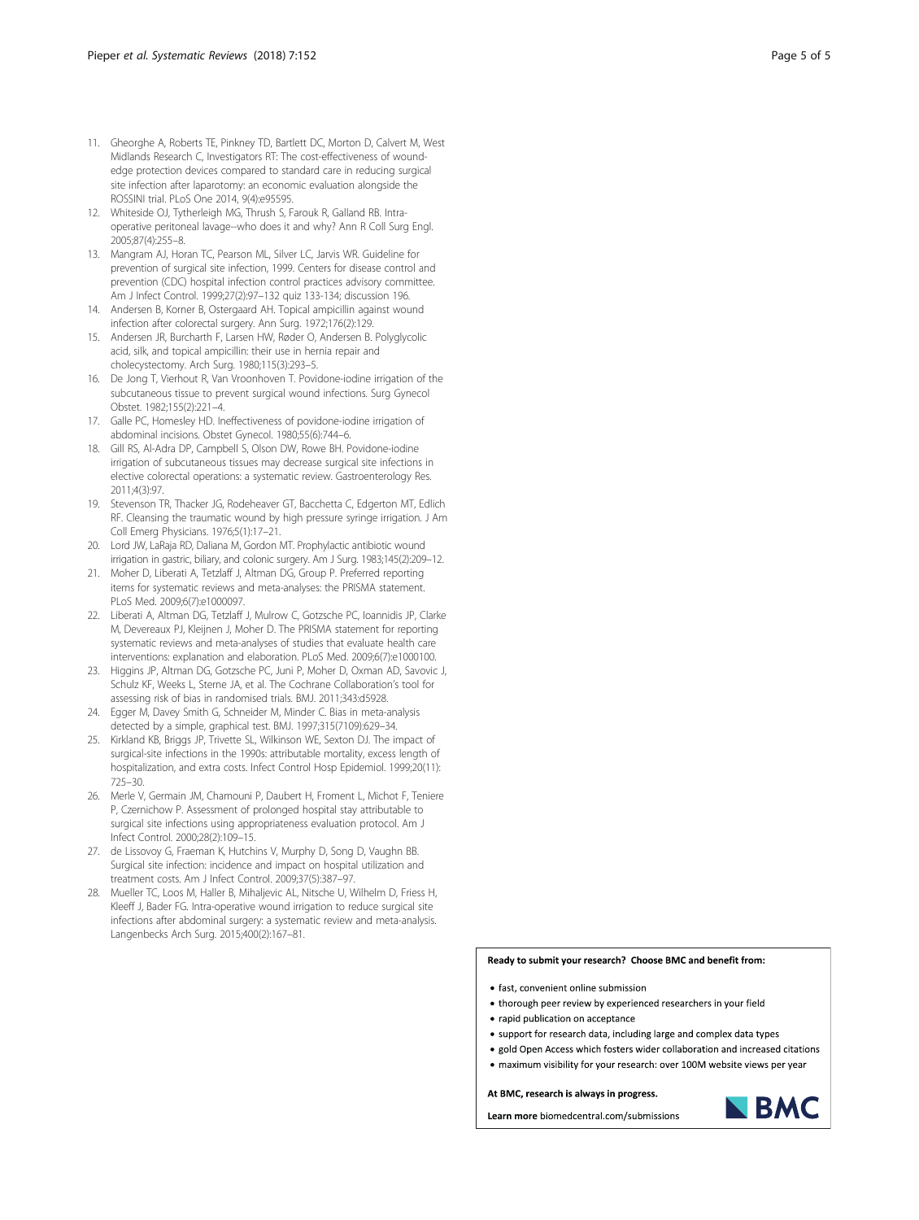11. Gheorghe A, Roberts TE, Pinkney TD, Bartlett DC, Morton D, Calvert M, West Midlands Research C, Investigators RT: The cost-effectiveness of wound-edge protection devices compared to standard care in reducing surgical site infection after laparotomy: an economic evaluation alongside the ROSSINI trial. PLoS One 2014, 9(4):e95595.
12. Whiteside OJ, Tytherleigh MG, Thrush S, Farouk R, Galland RB. Intra-operative peritoneal lavage--who does it and why? Ann R Coll Surg Engl. 2005;87(4):255–8.
13. Mangram AJ, Horan TC, Pearson ML, Silver LC, Jarvis WR. Guideline for prevention of surgical site infection, 1999. Centers for disease control and prevention (CDC) hospital infection control practices advisory committee. Am J Infect Control. 1999;27(2):97–132 quiz 133-134; discussion 196.
14. Andersen B, Korner B, Ostergaard AH. Topical ampicillin against wound infection after colorectal surgery. Ann Surg. 1972;176(2):129.
15. Andersen JR, Burcharth F, Larsen HW, Røder O, Andersen B. Polyglycolic acid, silk, and topical ampicillin: their use in hernia repair and cholecystectomy. Arch Surg. 1980;115(3):293–5.
16. De Jong T, Vierhout R, Van Vroonhoven T. Povidone-iodine irrigation of the subcutaneous tissue to prevent surgical wound infections. Surg Gynecol Obstet. 1982;155(2):221–4.
17. Galle PC, Homesley HD. Ineffectiveness of povidone-iodine irrigation of abdominal incisions. Obstet Gynecol. 1980;55(6):744–6.
18. Gill RS, Al-Adra DP, Campbell S, Olson DW, Rowe BH. Povidone-iodine irrigation of subcutaneous tissues may decrease surgical site infections in elective colorectal operations: a systematic review. Gastroenterology Res. 2011;4(3):97.
19. Stevenson TR, Thacker JG, Rodeheaver GT, Bacchetta C, Edgerton MT, Edlich RF. Cleansing the traumatic wound by high pressure syringe irrigation. J Am Coll Emerg Physicians. 1976;5(1):17–21.
20. Lord JW, LaRaja RD, Daliana M, Gordon MT. Prophylactic antibiotic wound irrigation in gastric, biliary, and colonic surgery. Am J Surg. 1983;145(2):209–12.
21. Moher D, Liberati A, Tetzlaff J, Altman DG, Group P. Preferred reporting items for systematic reviews and meta-analyses: the PRISMA statement. PLoS Med. 2009;6(7):e1000097.
22. Liberati A, Altman DG, Tetzlaff J, Mulrow C, Gotzsche PC, Ioannidis JP, Clarke M, Devereaux PJ, Kleijnen J, Moher D. The PRISMA statement for reporting systematic reviews and meta-analyses of studies that evaluate health care interventions: explanation and elaboration. PLoS Med. 2009;6(7):e1000100.
23. Higgins JP, Altman DG, Gotzsche PC, Juni P, Moher D, Oxman AD, Savovic J, Schulz KF, Weeks L, Sterne JA, et al. The Cochrane Collaboration's tool for assessing risk of bias in randomised trials. BMJ. 2011;343:d5928.
24. Egger M, Davey Smith G, Schneider M, Minder C. Bias in meta-analysis detected by a simple, graphical test. BMJ. 1997;315(7109):629–34.
25. Kirkland KB, Briggs JP, Trivette SL, Wilkinson WE, Sexton DJ. The impact of surgical-site infections in the 1990s: attributable mortality, excess length of hospitalization, and extra costs. Infect Control Hosp Epidemiol. 1999;20(11):725–30.
26. Merle V, Germain JM, Chamouni P, Daubert H, Froment L, Michot F, Teniere P, Czernichow P. Assessment of prolonged hospital stay attributable to surgical site infections using appropriateness evaluation protocol. Am J Infect Control. 2000;28(2):109–15.
27. de Lissovoy G, Fraeman K, Hutchins V, Murphy D, Song D, Vaughn BB. Surgical site infection: incidence and impact on hospital utilization and treatment costs. Am J Infect Control. 2009;37(5):387–97.
28. Mueller TC, Loos M, Haller B, Mihaljevic AL, Nitsche U, Wilhelm D, Friess H, Kleeff J, Bader FG. Intra-operative wound irrigation to reduce surgical site infections after abdominal surgery: a systematic review and meta-analysis. Langenbecks Arch Surg. 2015;400(2):167–81.

**Ready to submit your research? Choose BMC and benefit from:**

- fast, convenient online submission
- thorough peer review by experienced researchers in your field
- rapid publication on acceptance
- support for research data, including large and complex data types
- gold Open Access which fosters wider collaboration and increased citations
- maximum visibility for your research: over 100M website views per year

**At BMC, research is always in progress.**

**Learn more** biomedcentral.com/submissions

BMC